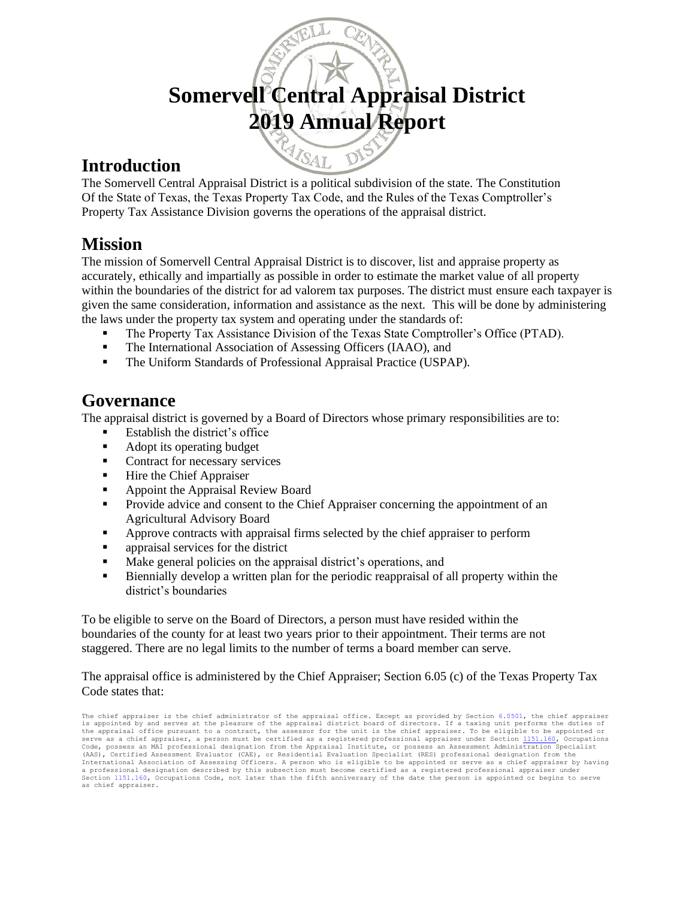# Somervell Central Appraisal District
# 2019 Annual Report

## Introduction

The Somervell Central Appraisal District is a political subdivision of the state. The Constitution Of the State of Texas, the Texas Property Tax Code, and the Rules of the Texas Comptroller's Property Tax Assistance Division governs the operations of the appraisal district.

## Mission

The mission of Somervell Central Appraisal District is to discover, list and appraise property as accurately, ethically and impartially as possible in order to estimate the market value of all property within the boundaries of the district for ad valorem tax purposes. The district must ensure each taxpayer is given the same consideration, information and assistance as the next. This will be done by administering the laws under the property tax system and operating under the standards of:

- The Property Tax Assistance Division of the Texas State Comptroller's Office (PTAD).
- The International Association of Assessing Officers (IAAO), and
- The Uniform Standards of Professional Appraisal Practice (USPAP).

## Governance

The appraisal district is governed by a Board of Directors whose primary responsibilities are to:

- Establish the district's office
- Adopt its operating budget
- Contract for necessary services
- Hire the Chief Appraiser
- Appoint the Appraisal Review Board
- Provide advice and consent to the Chief Appraiser concerning the appointment of an Agricultural Advisory Board
- Approve contracts with appraisal firms selected by the chief appraiser to perform
- appraisal services for the district
- Make general policies on the appraisal district's operations, and
- Biennially develop a written plan for the periodic reappraisal of all property within the district's boundaries

To be eligible to serve on the Board of Directors, a person must have resided within the boundaries of the county for at least two years prior to their appointment. Their terms are not staggered. There are no legal limits to the number of terms a board member can serve.

The appraisal office is administered by the Chief Appraiser; Section 6.05 (c) of the Texas Property Tax Code states that:

The chief appraiser is the chief administrator of the appraisal office. Except as provided by Section 6.0501, the chief appraiser is appointed by and serves at the pleasure of the appraisal district board of directors. If a taxing unit performs the duties of the appraisal office pursuant to a contract, the assessor for the unit is the chief appraiser. To be eligible to be appointed or serve as a chief appraiser, a person must be certified as a registered professional appraiser under Section 1151.160, Occupations Code, possess an MAI professional designation from the Appraisal Institute, or possess an Assessment Administration Specialist (AAS), Certified Assessment Evaluator (CAE), or Residential Evaluation Specialist (RES) professional designation from the International Association of Assessing Officers. A person who is eligible to be appointed or serve as a chief appraiser by having a professional designation described by this subsection must become certified as a registered professional appraiser under Section 1151.160, Occupations Code, not later than the fifth anniversary of the date the person is appointed or begins to serve as chief appraiser.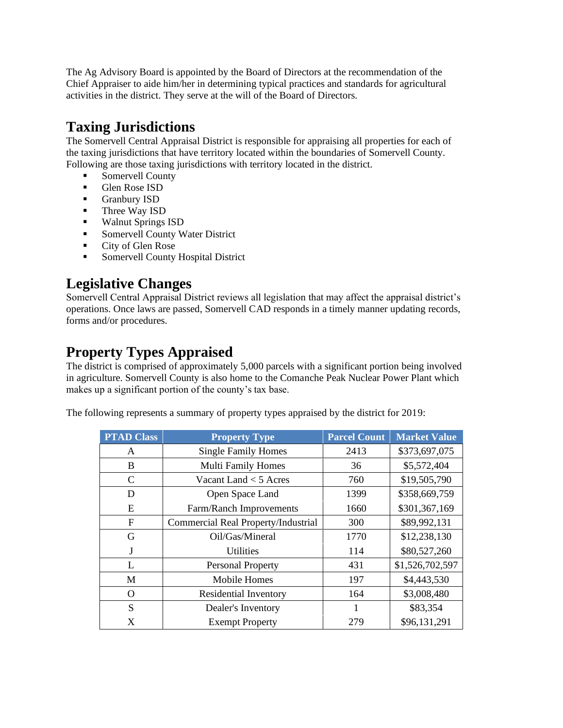The Ag Advisory Board is appointed by the Board of Directors at the recommendation of the Chief Appraiser to aide him/her in determining typical practices and standards for agricultural activities in the district. They serve at the will of the Board of Directors.

## Taxing Jurisdictions

The Somervell Central Appraisal District is responsible for appraising all properties for each of the taxing jurisdictions that have territory located within the boundaries of Somervell County. Following are those taxing jurisdictions with territory located in the district.

- Somervell County
- Glen Rose ISD
- Granbury ISD
- Three Way ISD
- Walnut Springs ISD
- Somervell County Water District
- City of Glen Rose
- Somervell County Hospital District

## Legislative Changes

Somervell Central Appraisal District reviews all legislation that may affect the appraisal district's operations. Once laws are passed, Somervell CAD responds in a timely manner updating records, forms and/or procedures.

## Property Types Appraised

The district is comprised of approximately 5,000 parcels with a significant portion being involved in agriculture. Somervell County is also home to the Comanche Peak Nuclear Power Plant which makes up a significant portion of the county's tax base.

The following represents a summary of property types appraised by the district for 2019:

| PTAD Class | Property Type | Parcel Count | Market Value |
|---|---|---|---|
| A | Single Family Homes | 2413 | $373,697,075 |
| B | Multi Family Homes | 36 | $5,572,404 |
| C | Vacant Land < 5 Acres | 760 | $19,505,790 |
| D | Open Space Land | 1399 | $358,669,759 |
| E | Farm/Ranch Improvements | 1660 | $301,367,169 |
| F | Commercial Real Property/Industrial | 300 | $89,992,131 |
| G | Oil/Gas/Mineral | 1770 | $12,238,130 |
| J | Utilities | 114 | $80,527,260 |
| L | Personal Property | 431 | $1,526,702,597 |
| M | Mobile Homes | 197 | $4,443,530 |
| O | Residential Inventory | 164 | $3,008,480 |
| S | Dealer's Inventory | 1 | $83,354 |
| X | Exempt Property | 279 | $96,131,291 |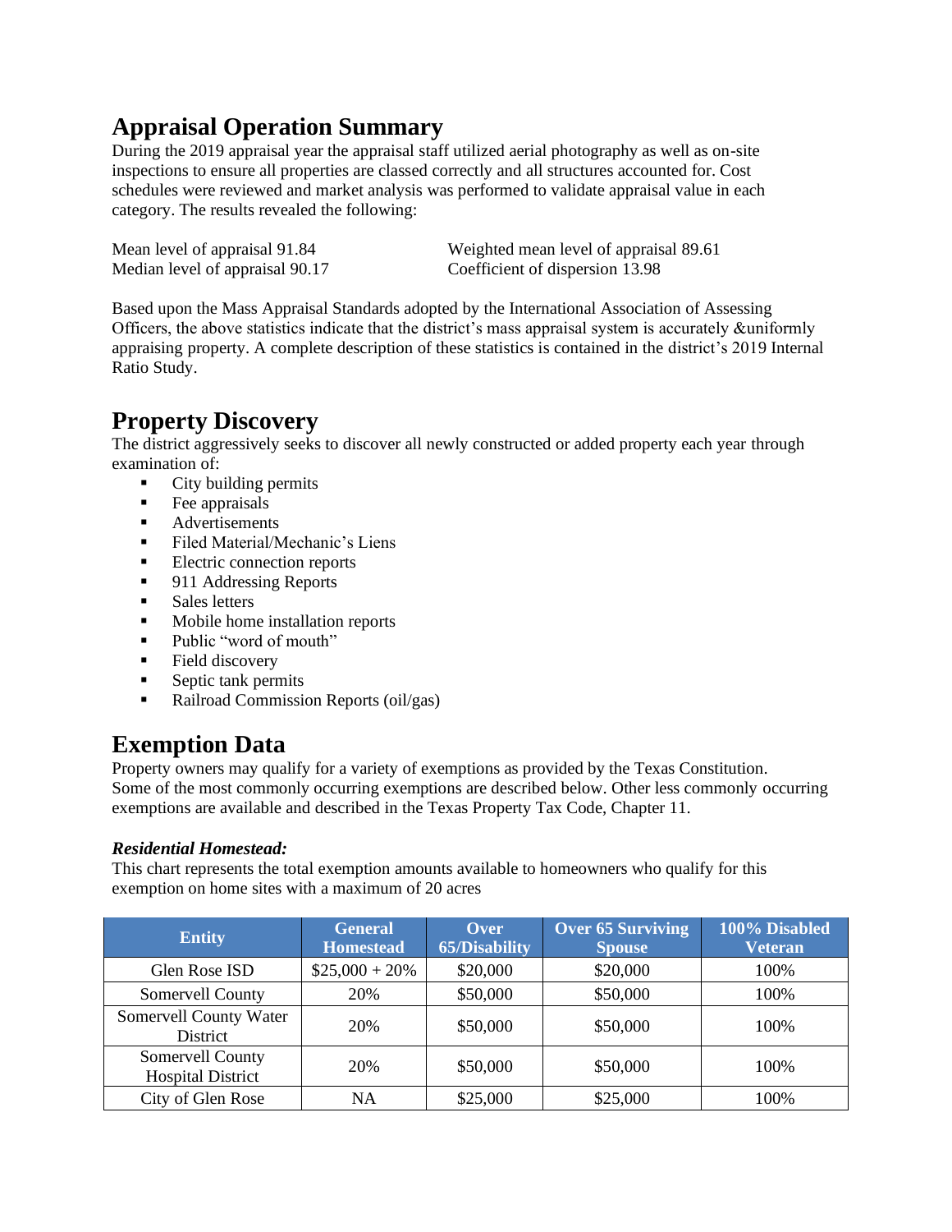## Appraisal Operation Summary

During the 2019 appraisal year the appraisal staff utilized aerial photography as well as on-site inspections to ensure all properties are classed correctly and all structures accounted for. Cost schedules were reviewed and market analysis was performed to validate appraisal value in each category. The results revealed the following:

Mean level of appraisal 91.84
Median level of appraisal 90.17
Weighted mean level of appraisal 89.61
Coefficient of dispersion 13.98

Based upon the Mass Appraisal Standards adopted by the International Association of Assessing Officers, the above statistics indicate that the district's mass appraisal system is accurately &uniformly appraising property. A complete description of these statistics is contained in the district's 2019 Internal Ratio Study.

## Property Discovery

The district aggressively seeks to discover all newly constructed or added property each year through examination of:

- City building permits
- Fee appraisals
- Advertisements
- Filed Material/Mechanic's Liens
- Electric connection reports
- 911 Addressing Reports
- Sales letters
- Mobile home installation reports
- Public "word of mouth"
- Field discovery
- Septic tank permits
- Railroad Commission Reports (oil/gas)

## Exemption Data

Property owners may qualify for a variety of exemptions as provided by the Texas Constitution. Some of the most commonly occurring exemptions are described below. Other less commonly occurring exemptions are available and described in the Texas Property Tax Code, Chapter 11.

### *Residential Homestead:*

This chart represents the total exemption amounts available to homeowners who qualify for this exemption on home sites with a maximum of 20 acres

| Entity | General Homestead | Over 65/Disability | Over 65 Surviving Spouse | 100% Disabled Veteran |
|---|---|---|---|---|
| Glen Rose ISD | $25,000 + 20% | $20,000 | $20,000 | 100% |
| Somervell County | 20% | $50,000 | $50,000 | 100% |
| Somervell County Water District | 20% | $50,000 | $50,000 | 100% |
| Somervell County Hospital District | 20% | $50,000 | $50,000 | 100% |
| City of Glen Rose | NA | $25,000 | $25,000 | 100% |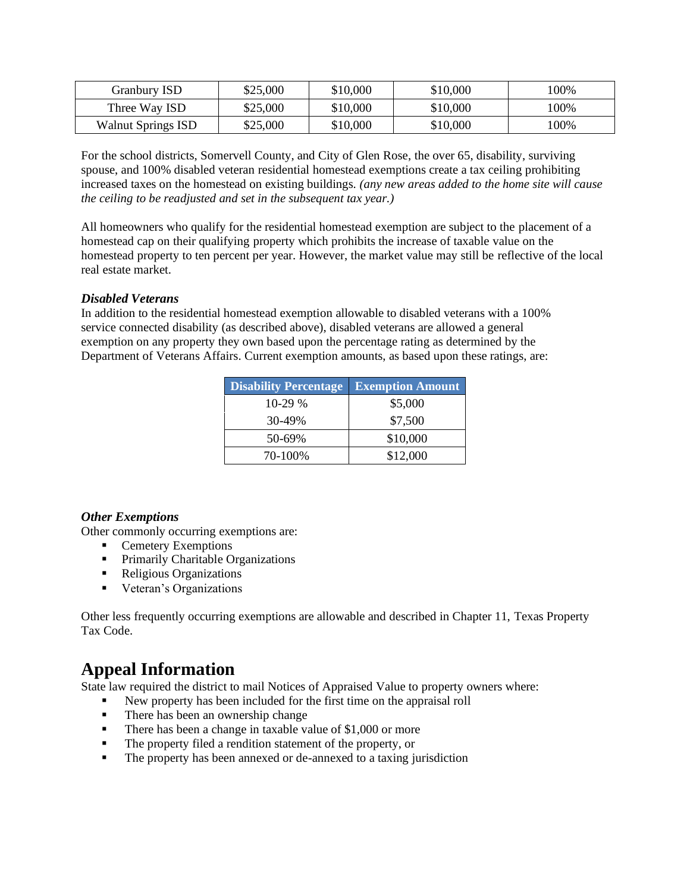| Granbury ISD | $25,000 | $10,000 | $10,000 | 100% |
|---|---|---|---|---|
| Three Way ISD | $25,000 | $10,000 | $10,000 | 100% |
| Walnut Springs ISD | $25,000 | $10,000 | $10,000 | 100% |

For the school districts, Somervell County, and City of Glen Rose, the over 65, disability, surviving spouse, and 100% disabled veteran residential homestead exemptions create a tax ceiling prohibiting increased taxes on the homestead on existing buildings. *(any new areas added to the home site will cause the ceiling to be readjusted and set in the subsequent tax year.)*

All homeowners who qualify for the residential homestead exemption are subject to the placement of a homestead cap on their qualifying property which prohibits the increase of taxable value on the homestead property to ten percent per year. However, the market value may still be reflective of the local real estate market.

***Disabled Veterans***

In addition to the residential homestead exemption allowable to disabled veterans with a 100% service connected disability (as described above), disabled veterans are allowed a general exemption on any property they own based upon the percentage rating as determined by the Department of Veterans Affairs. Current exemption amounts, as based upon these ratings, are:

| Disability Percentage | Exemption Amount |
|---|---|
| 10-29 % | $5,000 |
| 30-49% | $7,500 |
| 50-69% | $10,000 |
| 70-100% | $12,000 |

***Other Exemptions***

Other commonly occurring exemptions are:

- Cemetery Exemptions
- Primarily Charitable Organizations
- Religious Organizations
- Veteran's Organizations

Other less frequently occurring exemptions are allowable and described in Chapter 11, Texas Property Tax Code.

# Appeal Information

State law required the district to mail Notices of Appraised Value to property owners where:

- New property has been included for the first time on the appraisal roll
- There has been an ownership change
- There has been a change in taxable value of $1,000 or more
- The property filed a rendition statement of the property, or
- The property has been annexed or de-annexed to a taxing jurisdiction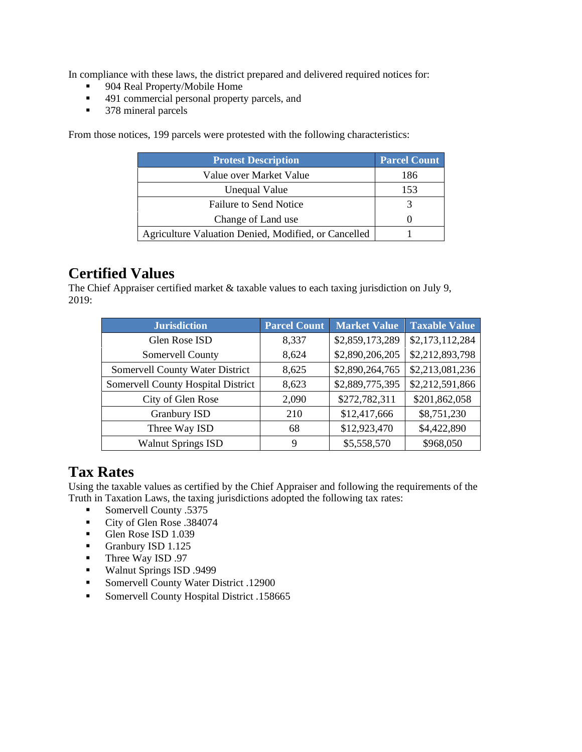In compliance with these laws, the district prepared and delivered required notices for:

- 904 Real Property/Mobile Home
- 491 commercial personal property parcels, and
- 378 mineral parcels

From those notices, 199 parcels were protested with the following characteristics:

| Protest Description | Parcel Count |
|---|---|
| Value over Market Value | 186 |
| Unequal Value | 153 |
| Failure to Send Notice | 3 |
| Change of Land use | 0 |
| Agriculture Valuation Denied, Modified, or Cancelled | 1 |

## Certified Values

The Chief Appraiser certified market & taxable values to each taxing jurisdiction on July 9, 2019:

| Jurisdiction | Parcel Count | Market Value | Taxable Value |
|---|---|---|---|
| Glen Rose ISD | 8,337 | $2,859,173,289 | $2,173,112,284 |
| Somervell County | 8,624 | $2,890,206,205 | $2,212,893,798 |
| Somervell County Water District | 8,625 | $2,890,264,765 | $2,213,081,236 |
| Somervell County Hospital District | 8,623 | $2,889,775,395 | $2,212,591,866 |
| City of Glen Rose | 2,090 | $272,782,311 | $201,862,058 |
| Granbury ISD | 210 | $12,417,666 | $8,751,230 |
| Three Way ISD | 68 | $12,923,470 | $4,422,890 |
| Walnut Springs ISD | 9 | $5,558,570 | $968,050 |

## Tax Rates

Using the taxable values as certified by the Chief Appraiser and following the requirements of the Truth in Taxation Laws, the taxing jurisdictions adopted the following tax rates:

- Somervell County .5375
- City of Glen Rose .384074
- Glen Rose ISD 1.039
- Granbury ISD 1.125
- Three Way ISD .97
- Walnut Springs ISD .9499
- Somervell County Water District .12900
- Somervell County Hospital District .158665